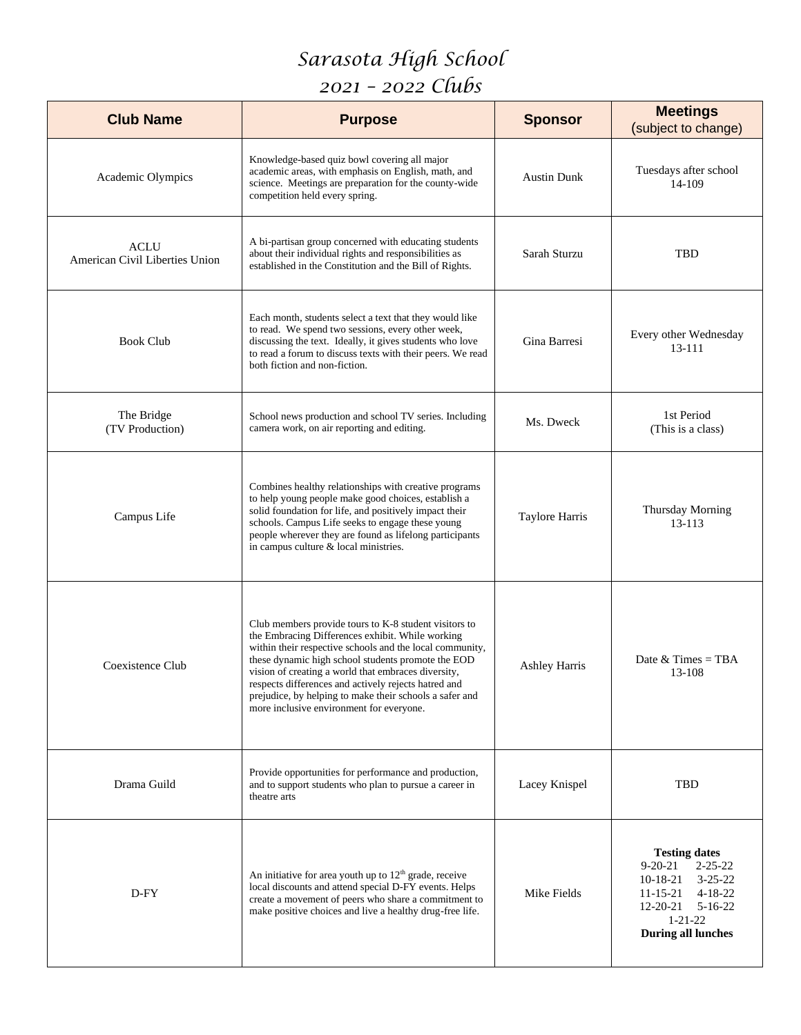# Sarasota High School
## 2021 – 2022 Clubs

| Club Name | Purpose | Sponsor | Meetings (subject to change) |
|---|---|---|---|
| Academic Olympics | Knowledge-based quiz bowl covering all major academic areas, with emphasis on English, math, and science. Meetings are preparation for the county-wide competition held every spring. | Austin Dunk | Tuesdays after school 14-109 |
| ACLU American Civil Liberties Union | A bi-partisan group concerned with educating students about their individual rights and responsibilities as established in the Constitution and the Bill of Rights. | Sarah Sturzu | TBD |
| Book Club | Each month, students select a text that they would like to read. We spend two sessions, every other week, discussing the text. Ideally, it gives students who love to read a forum to discuss texts with their peers. We read both fiction and non-fiction. | Gina Barresi | Every other Wednesday 13-111 |
| The Bridge (TV Production) | School news production and school TV series. Including camera work, on air reporting and editing. | Ms. Dweck | 1st Period (This is a class) |
| Campus Life | Combines healthy relationships with creative programs to help young people make good choices, establish a solid foundation for life, and positively impact their schools. Campus Life seeks to engage these young people wherever they are found as lifelong participants in campus culture & local ministries. | Taylore Harris | Thursday Morning 13-113 |
| Coexistence Club | Club members provide tours to K-8 student visitors to the Embracing Differences exhibit. While working within their respective schools and the local community, these dynamic high school students promote the EOD vision of creating a world that embraces diversity, respects differences and actively rejects hatred and prejudice, by helping to make their schools a safer and more inclusive environment for everyone. | Ashley Harris | Date & Times = TBA 13-108 |
| Drama Guild | Provide opportunities for performance and production, and to support students who plan to pursue a career in theatre arts | Lacey Knispel | TBD |
| D-FY | An initiative for area youth up to 12th grade, receive local discounts and attend special D-FY events. Helps create a movement of peers who share a commitment to make positive choices and live a healthy drug-free life. | Mike Fields | **Testing dates** 9-20-21, 2-25-22, 10-18-21, 3-25-22, 11-15-21, 4-18-22, 12-20-21, 5-16-22, 1-21-22 **During all lunches** |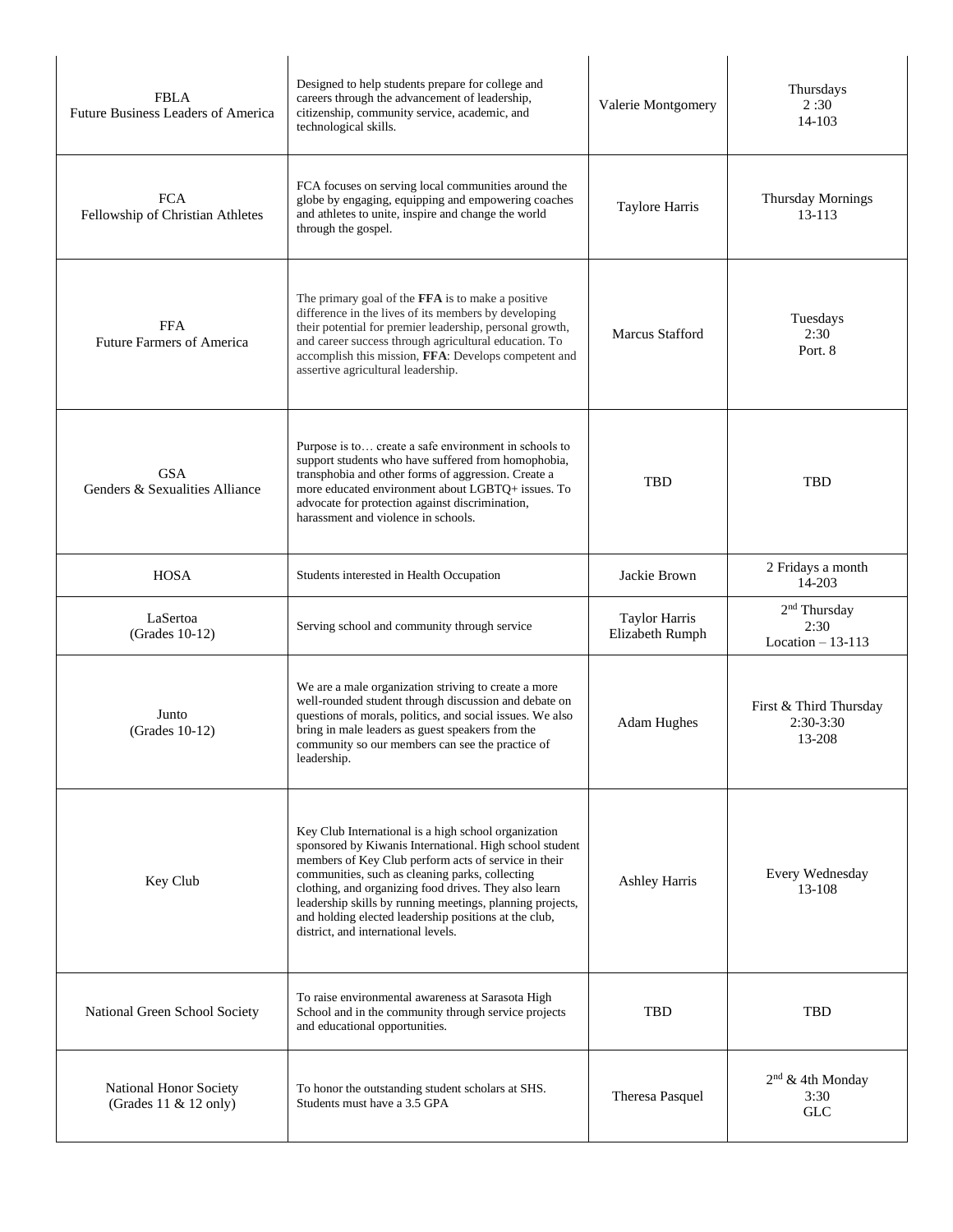| FBLA<br>Future Business Leaders of America | Designed to help students prepare for college and careers through the advancement of leadership, citizenship, community service, academic, and technological skills. | Valerie Montgomery | Thursdays<br>2 :30<br>14-103 |
|---|---|---|---|
| FCA<br>Fellowship of Christian Athletes | FCA focuses on serving local communities around the globe by engaging, equipping and empowering coaches and athletes to unite, inspire and change the world through the gospel. | Taylore Harris | Thursday Mornings<br>13-113 |
| FFA<br>Future Farmers of America | The primary goal of the **FFA** is to make a positive difference in the lives of its members by developing their potential for premier leadership, personal growth, and career success through agricultural education. To accomplish this mission, **FFA**: Develops competent and assertive agricultural leadership. | Marcus Stafford | Tuesdays<br>2:30<br>Port. 8 |
| GSA<br>Genders & Sexualities Alliance | Purpose is to… create a safe environment in schools to support students who have suffered from homophobia, transphobia and other forms of aggression. Create a more educated environment about LGBTQ+ issues. To advocate for protection against discrimination, harassment and violence in schools. | TBD | TBD |
| HOSA | Students interested in Health Occupation | Jackie Brown | 2 Fridays a month<br>14-203 |
| LaSertoa<br>(Grades 10-12) | Serving school and community through service | Taylor Harris<br>Elizabeth Rumph | 2nd Thursday<br>2:30<br>Location – 13-113 |
| Junto<br>(Grades 10-12) | We are a male organization striving to create a more well-rounded student through discussion and debate on questions of morals, politics, and social issues. We also bring in male leaders as guest speakers from the community so our members can see the practice of leadership. | Adam Hughes | First & Third Thursday<br>2:30-3:30<br>13-208 |
| Key Club | Key Club International is a high school organization sponsored by Kiwanis International. High school student members of Key Club perform acts of service in their communities, such as cleaning parks, collecting clothing, and organizing food drives. They also learn leadership skills by running meetings, planning projects, and holding elected leadership positions at the club, district, and international levels. | Ashley Harris | Every Wednesday<br>13-108 |
| National Green School Society | To raise environmental awareness at Sarasota High School and in the community through service projects and educational opportunities. | TBD | TBD |
| National Honor Society<br>(Grades 11 & 12 only) | To honor the outstanding student scholars at SHS. Students must have a 3.5 GPA | Theresa Pasquel | 2nd & 4th Monday<br>3:30<br>GLC |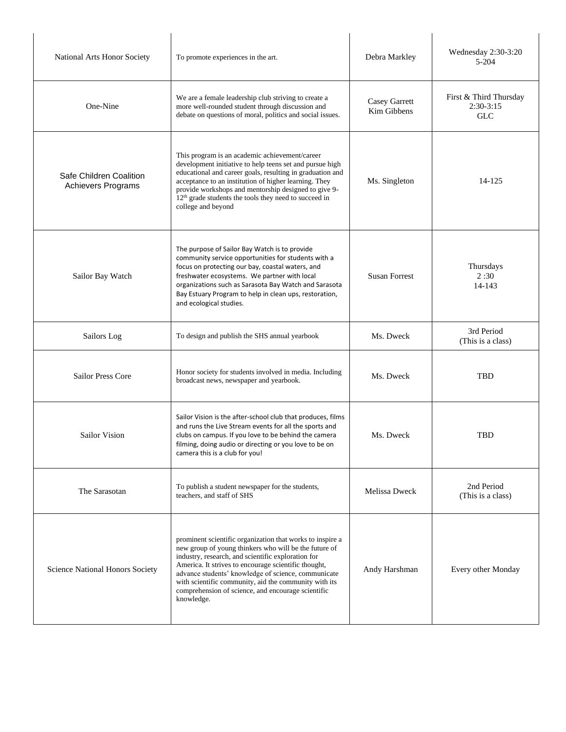| | | | |
|---|---|---|---|
| National Arts Honor Society | To promote experiences in the art. | Debra Markley | Wednesday 2:30-3:20<br>5-204 |
| One-Nine | We are a female leadership club striving to create a more well-rounded student through discussion and debate on questions of moral, politics and social issues. | Casey Garrett<br>Kim Gibbens | First & Third Thursday<br>2:30-3:15<br>GLC |
| Safe Children Coalition Achievers Programs | This program is an academic achievement/career development initiative to help teens set and pursue high educational and career goals, resulting in graduation and acceptance to an institution of higher learning. They provide workshops and mentorship designed to give 9-12th grade students the tools they need to succeed in college and beyond | Ms. Singleton | 14-125 |
| Sailor Bay Watch | The purpose of Sailor Bay Watch is to provide community service opportunities for students with a focus on protecting our bay, coastal waters, and freshwater ecosystems. We partner with local organizations such as Sarasota Bay Watch and Sarasota Bay Estuary Program to help in clean ups, restoration, and ecological studies. | Susan Forrest | Thursdays<br>2 :30<br>14-143 |
| Sailors Log | To design and publish the SHS annual yearbook | Ms. Dweck | 3rd Period<br>(This is a class) |
| Sailor Press Core | Honor society for students involved in media. Including broadcast news, newspaper and yearbook. | Ms. Dweck | TBD |
| Sailor Vision | Sailor Vision is the after-school club that produces, films and runs the Live Stream events for all the sports and clubs on campus. If you love to be behind the camera filming, doing audio or directing or you love to be on camera this is a club for you! | Ms. Dweck | TBD |
| The Sarasotan | To publish a student newspaper for the students, teachers, and staff of SHS | Melissa Dweck | 2nd Period<br>(This is a class) |
| Science National Honors Society | prominent scientific organization that works to inspire a new group of young thinkers who will be the future of industry, research, and scientific exploration for America. It strives to encourage scientific thought, advance students' knowledge of science, communicate with scientific community, aid the community with its comprehension of science, and encourage scientific knowledge. | Andy Harshman | Every other Monday |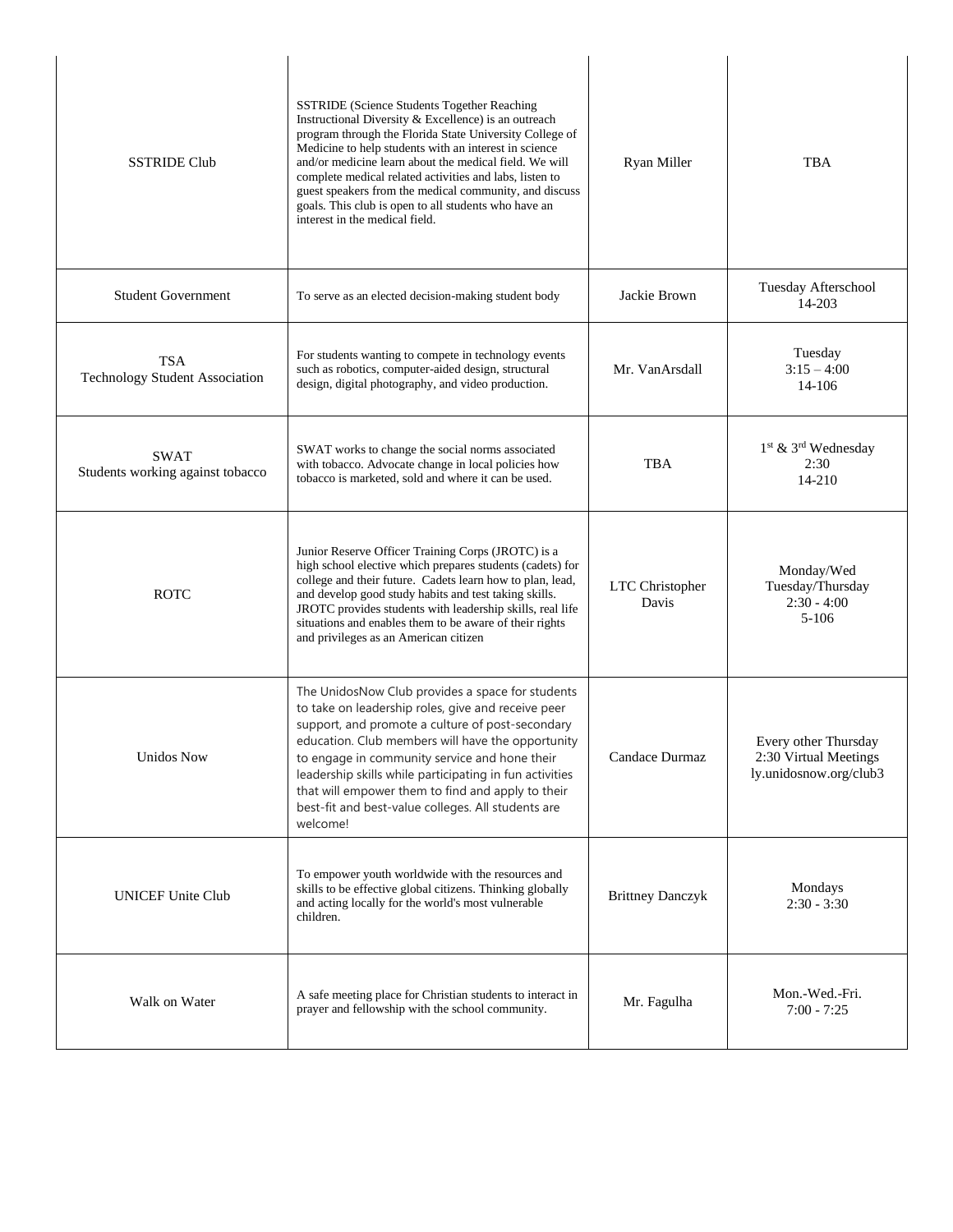| | | | |
|---|---|---|---|
| SSTRIDE Club | SSTRIDE (Science Students Together Reaching Instructional Diversity & Excellence) is an outreach program through the Florida State University College of Medicine to help students with an interest in science and/or medicine learn about the medical field. We will complete medical related activities and labs, listen to guest speakers from the medical community, and discuss goals. This club is open to all students who have an interest in the medical field. | Ryan Miller | TBA |
| Student Government | To serve as an elected decision-making student body | Jackie Brown | Tuesday Afterschool<br>14-203 |
| TSA<br>Technology Student Association | For students wanting to compete in technology events such as robotics, computer-aided design, structural design, digital photography, and video production. | Mr. VanArsdall | Tuesday<br>3:15 – 4:00<br>14-106 |
| SWAT<br>Students working against tobacco | SWAT works to change the social norms associated with tobacco. Advocate change in local policies how tobacco is marketed, sold and where it can be used. | TBA | 1st & 3rd Wednesday<br>2:30<br>14-210 |
| ROTC | Junior Reserve Officer Training Corps (JROTC) is a high school elective which prepares students (cadets) for college and their future. Cadets learn how to plan, lead, and develop good study habits and test taking skills. JROTC provides students with leadership skills, real life situations and enables them to be aware of their rights and privileges as an American citizen | LTC Christopher Davis | Monday/Wed<br>Tuesday/Thursday<br>2:30 - 4:00<br>5-106 |
| Unidos Now | The UnidosNow Club provides a space for students to take on leadership roles, give and receive peer support, and promote a culture of post-secondary education. Club members will have the opportunity to engage in community service and hone their leadership skills while participating in fun activities that will empower them to find and apply to their best-fit and best-value colleges. All students are welcome! | Candace Durmaz | Every other Thursday<br>2:30 Virtual Meetings<br>ly.unidosnow.org/club3 |
| UNICEF Unite Club | To empower youth worldwide with the resources and skills to be effective global citizens. Thinking globally and acting locally for the world's most vulnerable children. | Brittney Danczyk | Mondays<br>2:30 - 3:30 |
| Walk on Water | A safe meeting place for Christian students to interact in prayer and fellowship with the school community. | Mr. Fagulha | Mon.-Wed.-Fri.<br>7:00 - 7:25 |